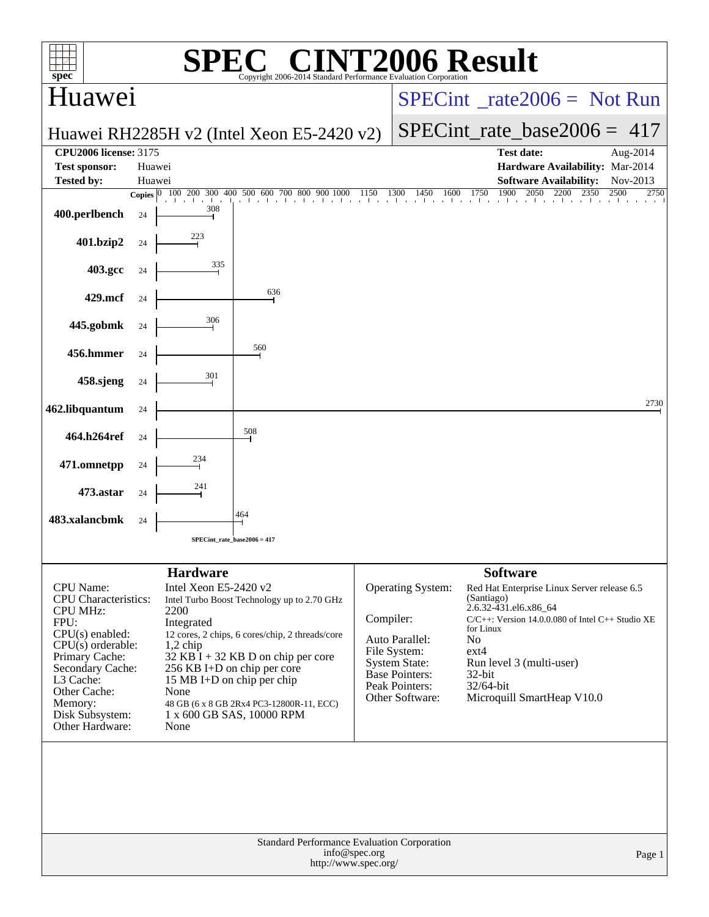# SPEC CINT2006 Result

Copyright 2006-2014 Standard Performance Evaluation Corporation

## Huawei

**Huawei RH2285H v2 (Intel Xeon E5-2420 v2)**

SPECint_rate2006 = Not Run

SPECint_rate_base2006 = 417

| | | | |
|---|---|---|---|
| **CPU2006 license:** | 3175 | **Test date:** | Aug-2014 |
| **Test sponsor:** | Huawei | **Hardware Availability:** | Mar-2014 |
| **Tested by:** | Huawei | **Software Availability:** | Nov-2013 |

| Benchmark | Copies | Base Ratio |
|---|---|---|
| 400.perlbench | 24 | 308 |
| 401.bzip2 | 24 | 223 |
| 403.gcc | 24 | 335 |
| 429.mcf | 24 | 636 |
| 445.gobmk | 24 | 306 |
| 456.hmmer | 24 | 560 |
| 458.sjeng | 24 | 301 |
| 462.libquantum | 24 | 2730 |
| 464.h264ref | 24 | 508 |
| 471.omnetpp | 24 | 234 |
| 473.astar | 24 | 241 |
| 483.xalancbmk | 24 | 464 |

SPECint_rate_base2006 = 417

### Hardware

| | |
|---|---|
| CPU Name: | Intel Xeon E5-2420 v2 |
| CPU Characteristics: | Intel Turbo Boost Technology up to 2.70 GHz |
| CPU MHz: | 2200 |
| FPU: | Integrated |
| CPU(s) enabled: | 12 cores, 2 chips, 6 cores/chip, 2 threads/core |
| CPU(s) orderable: | 1,2 chip |
| Primary Cache: | 32 KB I + 32 KB D on chip per core |
| Secondary Cache: | 256 KB I+D on chip per core |
| L3 Cache: | 15 MB I+D on chip per chip |
| Other Cache: | None |
| Memory: | 48 GB (6 x 8 GB 2Rx4 PC3-12800R-11, ECC) |
| Disk Subsystem: | 1 x 600 GB SAS, 10000 RPM |
| Other Hardware: | None |

### Software

| | |
|---|---|
| Operating System: | Red Hat Enterprise Linux Server release 6.5 (Santiago) 2.6.32-431.el6.x86_64 |
| Compiler: | C/C++: Version 14.0.0.080 of Intel C++ Studio XE for Linux |
| Auto Parallel: | No |
| File System: | ext4 |
| System State: | Run level 3 (multi-user) |
| Base Pointers: | 32-bit |
| Peak Pointers: | 32/64-bit |
| Other Software: | Microquill SmartHeap V10.0 |

Standard Performance Evaluation Corporation
info@spec.org
http://www.spec.org/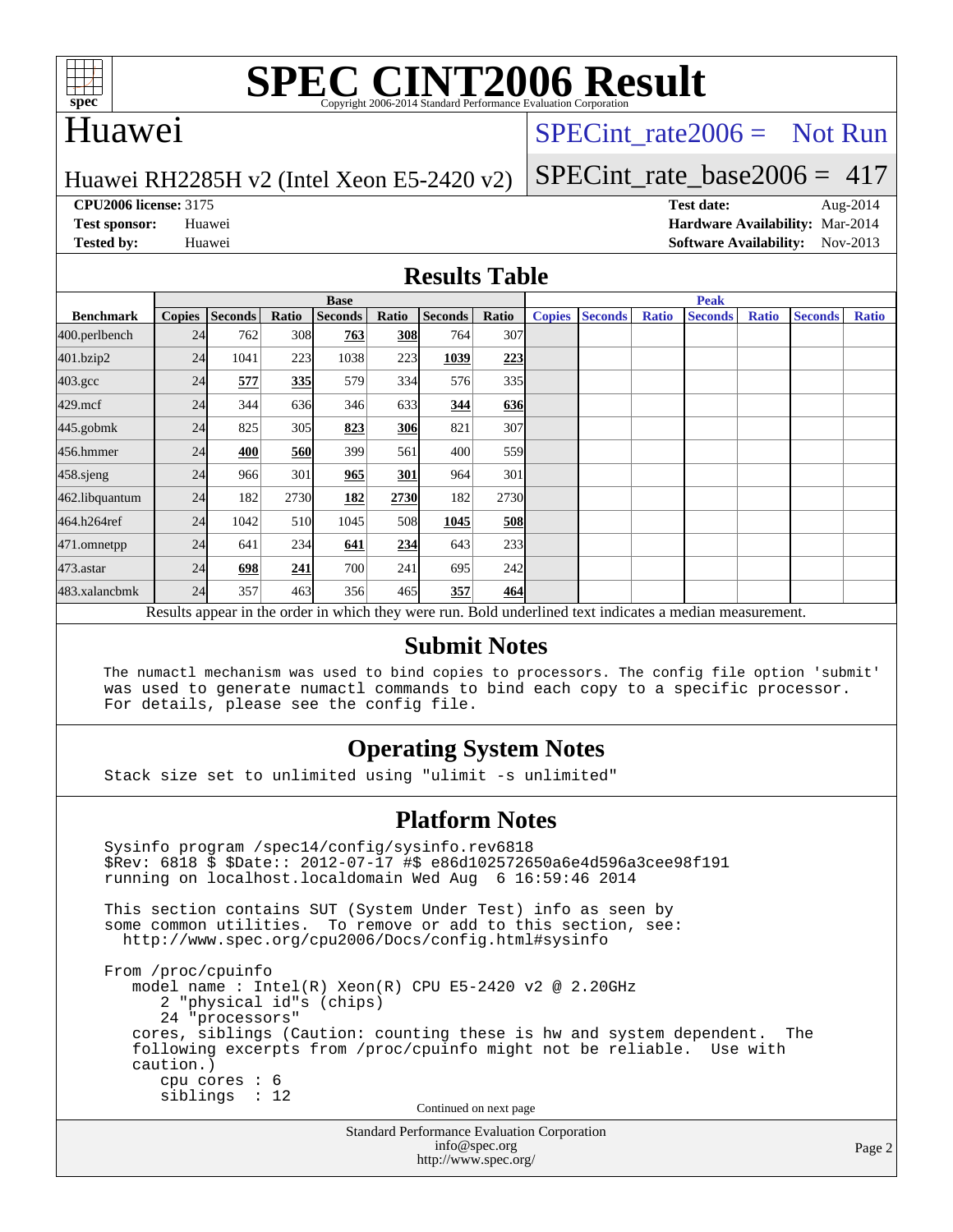# SPEC CINT2006 Result

Copyright 2006-2014 Standard Performance Evaluation Corporation

## Huawei

Huawei RH2285H v2 (Intel Xeon E5-2420 v2)

SPECint_rate2006 = Not Run

SPECint_rate_base2006 = 417

**CPU2006 license:** 3175
**Test sponsor:** Huawei
**Tested by:** Huawei

**Test date:** Aug-2014
**Hardware Availability:** Mar-2014
**Software Availability:** Nov-2013

## Results Table

| Benchmark | Base | | | | | | | Peak | | | | | | |
|---|---|---|---|---|---|---|---|---|---|---|---|---|---|---|
| | Copies | Seconds | Ratio | Seconds | Ratio | Seconds | Ratio | Copies | Seconds | Ratio | Seconds | Ratio | Seconds | Ratio |
| 400.perlbench | 24 | 762 | 308 | **763** | **308** | 764 | 307 | | | | | | | |
| 401.bzip2 | 24 | 1041 | 223 | 1038 | 223 | **1039** | **223** | | | | | | | |
| 403.gcc | 24 | **577** | **335** | 579 | 334 | 576 | 335 | | | | | | | |
| 429.mcf | 24 | 344 | 636 | 346 | 633 | **344** | **636** | | | | | | | |
| 445.gobmk | 24 | 825 | 305 | **823** | **306** | 821 | 307 | | | | | | | |
| 456.hmmer | 24 | **400** | **560** | 399 | 561 | 400 | 559 | | | | | | | |
| 458.sjeng | 24 | 966 | 301 | **965** | **301** | 964 | 301 | | | | | | | |
| 462.libquantum | 24 | 182 | 2730 | **182** | **2730** | 182 | 2730 | | | | | | | |
| 464.h264ref | 24 | 1042 | 510 | 1045 | 508 | **1045** | **508** | | | | | | | |
| 471.omnetpp | 24 | 641 | 234 | **641** | **234** | 643 | 233 | | | | | | | |
| 473.astar | 24 | **698** | **241** | 700 | 241 | 695 | 242 | | | | | | | |
| 483.xalancbmk | 24 | 357 | 463 | 356 | 465 | **357** | **464** | | | | | | | |

Results appear in the order in which they were run. Bold underlined text indicates a median measurement.

## Submit Notes

```
The numactl mechanism was used to bind copies to processors. The config file option 'submit'
was used to generate numactl commands to bind each copy to a specific processor.
For details, please see the config file.
```

## Operating System Notes

```
Stack size set to unlimited using "ulimit -s unlimited"
```

## Platform Notes

```
Sysinfo program /spec14/config/sysinfo.rev6818
$Rev: 6818 $ $Date:: 2012-07-17 #$ e86d102572650a6e4d596a3cee98f191
running on localhost.localdomain Wed Aug  6 16:59:46 2014

This section contains SUT (System Under Test) info as seen by
some common utilities.  To remove or add to this section, see:
  http://www.spec.org/cpu2006/Docs/config.html#sysinfo

From /proc/cpuinfo
   model name : Intel(R) Xeon(R) CPU E5-2420 v2 @ 2.20GHz
      2 "physical id"s (chips)
      24 "processors"
   cores, siblings (Caution: counting these is hw and system dependent.  The
   following excerpts from /proc/cpuinfo might not be reliable.  Use with
   caution.)
      cpu cores : 6
      siblings  : 12
```

Continued on next page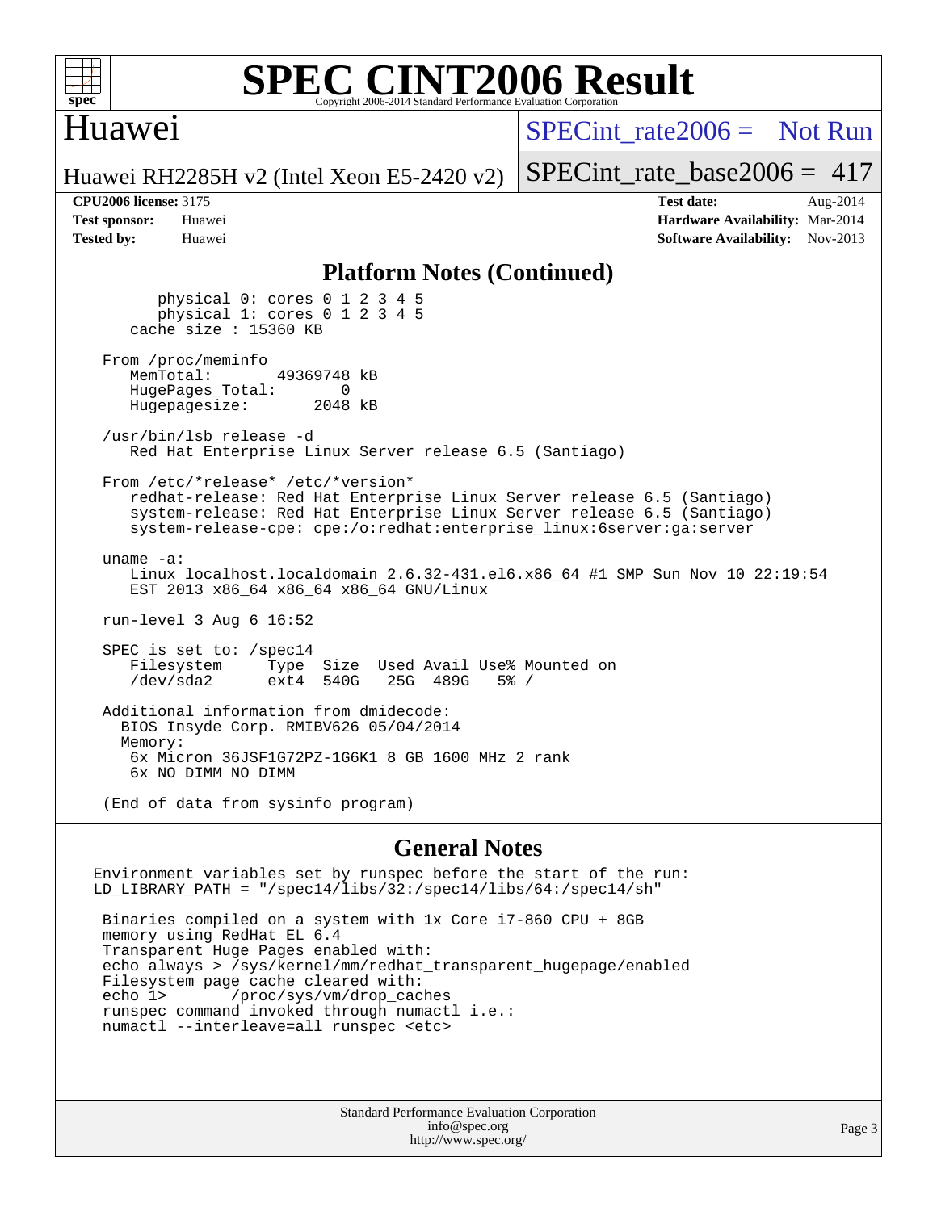## Platform Notes (Continued)

```
        physical 0: cores 0 1 2 3 4 5
        physical 1: cores 0 1 2 3 4 5
     cache size : 15360 KB

  From /proc/meminfo
     MemTotal:       49369748 kB
     HugePages_Total:       0
     Hugepagesize:       2048 kB

  /usr/bin/lsb_release -d
     Red Hat Enterprise Linux Server release 6.5 (Santiago)

  From /etc/*release* /etc/*version*
     redhat-release: Red Hat Enterprise Linux Server release 6.5 (Santiago)
     system-release: Red Hat Enterprise Linux Server release 6.5 (Santiago)
     system-release-cpe: cpe:/o:redhat:enterprise_linux:6server:ga:server

  uname -a:
     Linux localhost.localdomain 2.6.32-431.el6.x86_64 #1 SMP Sun Nov 10 22:19:54
     EST 2013 x86_64 x86_64 x86_64 GNU/Linux

  run-level 3 Aug 6 16:52

  SPEC is set to: /spec14
     Filesystem     Type  Size  Used Avail Use% Mounted on
     /dev/sda2      ext4  540G   25G  489G   5% /

  Additional information from dmidecode:
    BIOS Insyde Corp. RMIBV626 05/04/2014
    Memory:
     6x Micron 36JSF1G72PZ-1G6K1 8 GB 1600 MHz 2 rank
     6x NO DIMM NO DIMM

  (End of data from sysinfo program)
```

## General Notes

```
Environment variables set by runspec before the start of the run:
LD_LIBRARY_PATH = "/spec14/libs/32:/spec14/libs/64:/spec14/sh"

 Binaries compiled on a system with 1x Core i7-860 CPU + 8GB
 memory using RedHat EL 6.4
 Transparent Huge Pages enabled with:
 echo always > /sys/kernel/mm/redhat_transparent_hugepage/enabled
 Filesystem page cache cleared with:
 echo 1>       /proc/sys/vm/drop_caches
 runspec command invoked through numactl i.e.:
 numactl --interleave=all runspec <etc>
```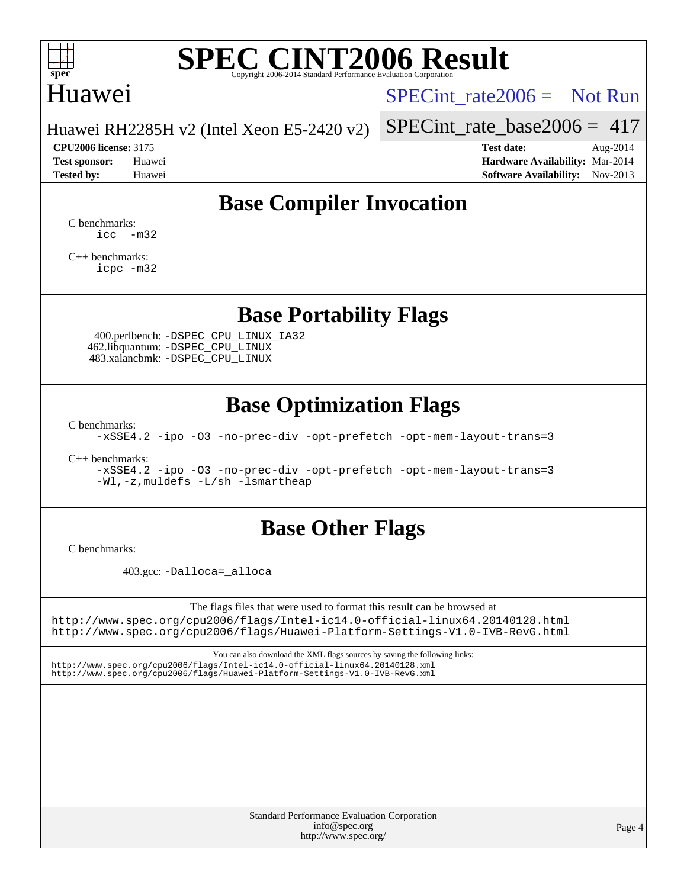# SPEC CINT2006 Result

Copyright 2006-2014 Standard Performance Evaluation Corporation

## Huawei

Huawei RH2285H v2 (Intel Xeon E5-2420 v2)

SPECint_rate2006 = Not Run

SPECint_rate_base2006 = 417

| | | | |
|---|---|---|---|
| **CPU2006 license:** 3175 | | **Test date:** | Aug-2014 |
| **Test sponsor:** | Huawei | **Hardware Availability:** | Mar-2014 |
| **Tested by:** | Huawei | **Software Availability:** | Nov-2013 |

## Base Compiler Invocation

C benchmarks:
`icc -m32`

C++ benchmarks:
`icpc -m32`

## Base Portability Flags

400.perlbench: `-DSPEC_CPU_LINUX_IA32`
462.libquantum: `-DSPEC_CPU_LINUX`
483.xalancbmk: `-DSPEC_CPU_LINUX`

## Base Optimization Flags

C benchmarks:
`-xSSE4.2 -ipo -O3 -no-prec-div -opt-prefetch -opt-mem-layout-trans=3`

C++ benchmarks:
`-xSSE4.2 -ipo -O3 -no-prec-div -opt-prefetch -opt-mem-layout-trans=3`
`-Wl,-z,muldefs -L/sh -lsmartheap`

## Base Other Flags

C benchmarks:

403.gcc: `-Dalloca=_alloca`

The flags files that were used to format this result can be browsed at
http://www.spec.org/cpu2006/flags/Intel-ic14.0-official-linux64.20140128.html
http://www.spec.org/cpu2006/flags/Huawei-Platform-Settings-V1.0-IVB-RevG.html

You can also download the XML flags sources by saving the following links:
http://www.spec.org/cpu2006/flags/Intel-ic14.0-official-linux64.20140128.xml
http://www.spec.org/cpu2006/flags/Huawei-Platform-Settings-V1.0-IVB-RevG.xml

Standard Performance Evaluation Corporation
info@spec.org
http://www.spec.org/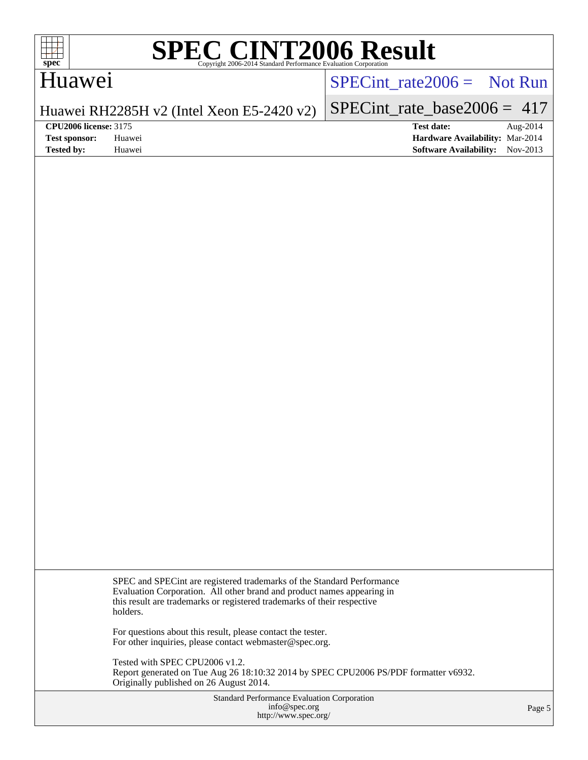SPEC and SPECint are registered trademarks of the Standard Performance Evaluation Corporation. All other brand and product names appearing in this result are trademarks or registered trademarks of their respective holders.

For questions about this result, please contact the tester.
For other inquiries, please contact webmaster@spec.org.

Tested with SPEC CPU2006 v1.2.
Report generated on Tue Aug 26 18:10:32 2014 by SPEC CPU2006 PS/PDF formatter v6932.
Originally published on 26 August 2014.